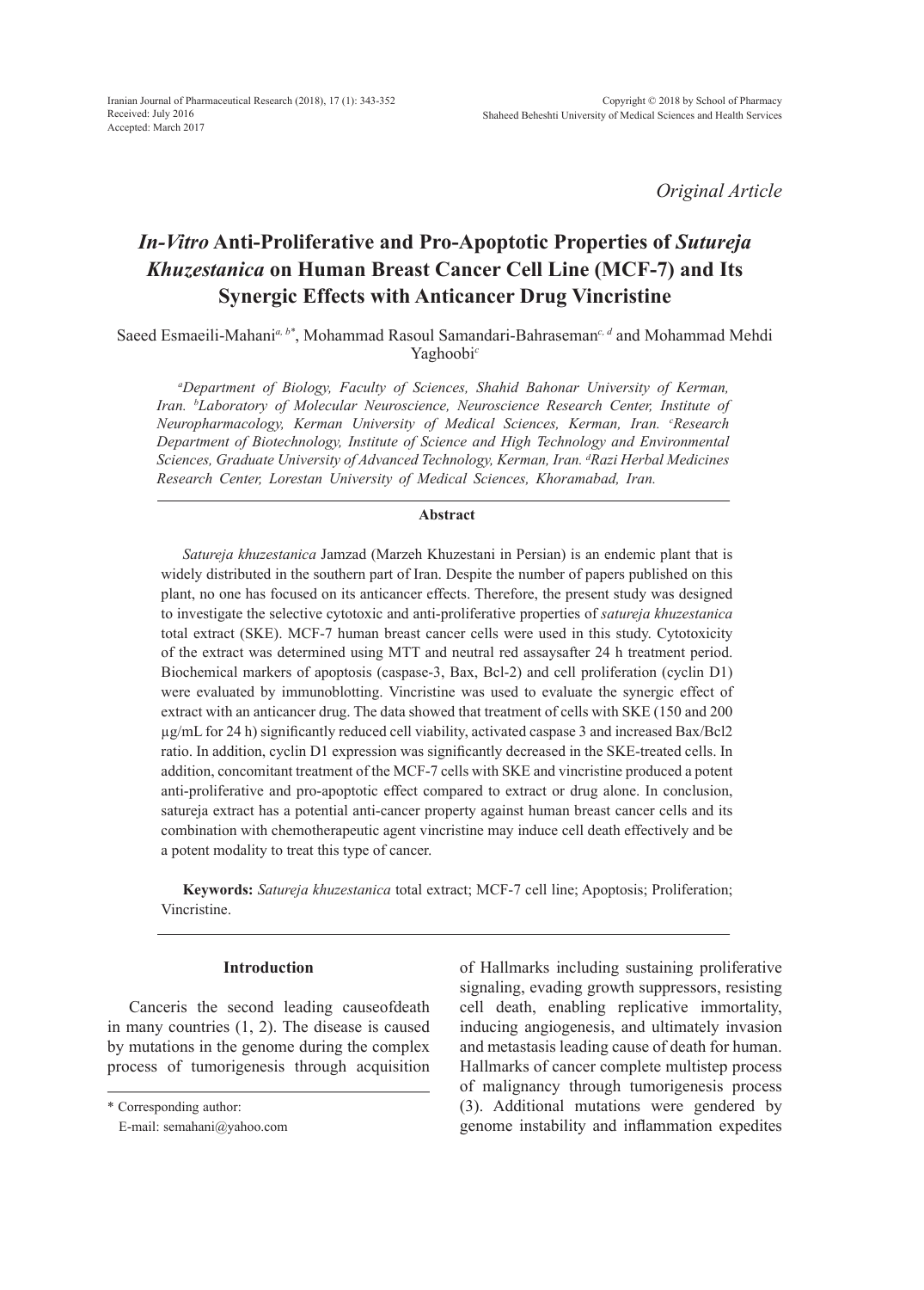Iranian Journal of Pharmaceutical Research (2018), 17 (1): 343-352
Received: July 2016
Accepted: March 2017

Copyright © 2018 by School of Pharmacy
Shaheed Beheshti University of Medical Sciences and Health Services

*Original Article*

# *In-Vitro* Anti-Proliferative and Pro-Apoptotic Properties of *Sutureja Khuzestanica* on Human Breast Cancer Cell Line (MCF-7) and Its Synergic Effects with Anticancer Drug Vincristine

Saeed Esmaeili-Mahani[a, b*], Mohammad Rasoul Samandari-Bahraseman[c, d] and Mohammad Mehdi Yaghoobi[c]

*[a]Department of Biology, Faculty of Sciences, Shahid Bahonar University of Kerman, Iran. [b]Laboratory of Molecular Neuroscience, Neuroscience Research Center, Institute of Neuropharmacology, Kerman University of Medical Sciences, Kerman, Iran. [c]Research Department of Biotechnology, Institute of Science and High Technology and Environmental Sciences, Graduate University of Advanced Technology, Kerman, Iran. [d]Razi Herbal Medicines Research Center, Lorestan University of Medical Sciences, Khoramabad, Iran.*

## Abstract

*Satureja khuzestanica* Jamzad (Marzeh Khuzestani in Persian) is an endemic plant that is widely distributed in the southern part of Iran. Despite the number of papers published on this plant, no one has focused on its anticancer effects. Therefore, the present study was designed to investigate the selective cytotoxic and anti-proliferative properties of *satureja khuzestanica* total extract (SKE). MCF-7 human breast cancer cells were used in this study. Cytotoxicity of the extract was determined using MTT and neutral red assaysafter 24 h treatment period. Biochemical markers of apoptosis (caspase-3, Bax, Bcl-2) and cell proliferation (cyclin D1) were evaluated by immunoblotting. Vincristine was used to evaluate the synergic effect of extract with an anticancer drug. The data showed that treatment of cells with SKE (150 and 200 µg/mL for 24 h) significantly reduced cell viability, activated caspase 3 and increased Bax/Bcl2 ratio. In addition, cyclin D1 expression was significantly decreased in the SKE-treated cells. In addition, concomitant treatment of the MCF-7 cells with SKE and vincristine produced a potent anti-proliferative and pro-apoptotic effect compared to extract or drug alone. In conclusion, satureja extract has a potential anti-cancer property against human breast cancer cells and its combination with chemotherapeutic agent vincristine may induce cell death effectively and be a potent modality to treat this type of cancer.

**Keywords:** *Satureja khuzestanica* total extract; MCF-7 cell line; Apoptosis; Proliferation; Vincristine.

## Introduction

Canceris the second leading causeofdeath in many countries (1, 2). The disease is caused by mutations in the genome during the complex process of tumorigenesis through acquisition of Hallmarks including sustaining proliferative signaling, evading growth suppressors, resisting cell death, enabling replicative immortality, inducing angiogenesis, and ultimately invasion and metastasis leading cause of death for human. Hallmarks of cancer complete multistep process of malignancy through tumorigenesis process (3). Additional mutations were gendered by genome instability and inflammation expedites

\* Corresponding author:
E-mail: semahani@yahoo.com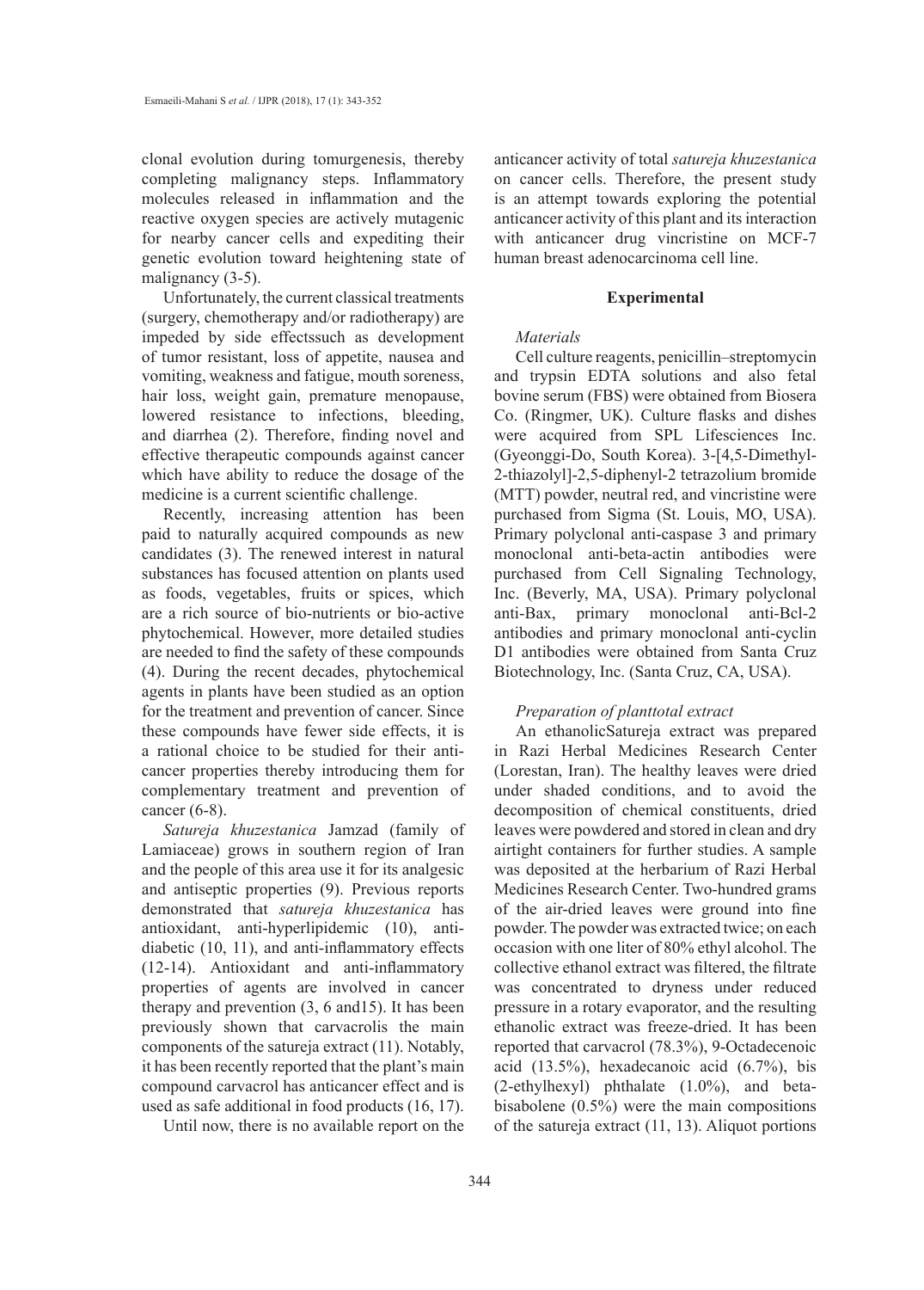clonal evolution during tomurgenesis, thereby completing malignancy steps. Inflammatory molecules released in inflammation and the reactive oxygen species are actively mutagenic for nearby cancer cells and expediting their genetic evolution toward heightening state of malignancy (3-5).

Unfortunately, the current classical treatments (surgery, chemotherapy and/or radiotherapy) are impeded by side effectssuch as development of tumor resistant, loss of appetite, nausea and vomiting, weakness and fatigue, mouth soreness, hair loss, weight gain, premature menopause, lowered resistance to infections, bleeding, and diarrhea (2). Therefore, finding novel and effective therapeutic compounds against cancer which have ability to reduce the dosage of the medicine is a current scientific challenge.

Recently, increasing attention has been paid to naturally acquired compounds as new candidates (3). The renewed interest in natural substances has focused attention on plants used as foods, vegetables, fruits or spices, which are a rich source of bio-nutrients or bio-active phytochemical. However, more detailed studies are needed to find the safety of these compounds (4). During the recent decades, phytochemical agents in plants have been studied as an option for the treatment and prevention of cancer. Since these compounds have fewer side effects, it is a rational choice to be studied for their anti-cancer properties thereby introducing them for complementary treatment and prevention of cancer (6-8).

*Satureja khuzestanica* Jamzad (family of Lamiaceae) grows in southern region of Iran and the people of this area use it for its analgesic and antiseptic properties (9). Previous reports demonstrated that *satureja khuzestanica* has antioxidant, anti-hyperlipidemic (10), anti-diabetic (10, 11), and anti-inflammatory effects (12-14). Antioxidant and anti-inflammatory properties of agents are involved in cancer therapy and prevention (3, 6 and15). It has been previously shown that carvacrolis the main components of the satureja extract (11). Notably, it has been recently reported that the plant's main compound carvacrol has anticancer effect and is used as safe additional in food products (16, 17).

Until now, there is no available report on the anticancer activity of total *satureja khuzestanica* on cancer cells. Therefore, the present study is an attempt towards exploring the potential anticancer activity of this plant and its interaction with anticancer drug vincristine on MCF-7 human breast adenocarcinoma cell line.

## Experimental

### *Materials*

Cell culture reagents, penicillin–streptomycin and trypsin EDTA solutions and also fetal bovine serum (FBS) were obtained from Biosera Co. (Ringmer, UK). Culture flasks and dishes were acquired from SPL Lifesciences Inc. (Gyeonggi-Do, South Korea). 3-[4,5-Dimethyl-2-thiazolyl]-2,5-diphenyl-2 tetrazolium bromide (MTT) powder, neutral red, and vincristine were purchased from Sigma (St. Louis, MO, USA). Primary polyclonal anti-caspase 3 and primary monoclonal anti-beta-actin antibodies were purchased from Cell Signaling Technology, Inc. (Beverly, MA, USA). Primary polyclonal anti-Bax, primary monoclonal anti-Bcl-2 antibodies and primary monoclonal anti-cyclin D1 antibodies were obtained from Santa Cruz Biotechnology, Inc. (Santa Cruz, CA, USA).

### *Preparation of planttotal extract*

An ethanolicSatureja extract was prepared in Razi Herbal Medicines Research Center (Lorestan, Iran). The healthy leaves were dried under shaded conditions, and to avoid the decomposition of chemical constituents, dried leaves were powdered and stored in clean and dry airtight containers for further studies. A sample was deposited at the herbarium of Razi Herbal Medicines Research Center. Two-hundred grams of the air-dried leaves were ground into fine powder. The powder was extracted twice; on each occasion with one liter of 80% ethyl alcohol. The collective ethanol extract was filtered, the filtrate was concentrated to dryness under reduced pressure in a rotary evaporator, and the resulting ethanolic extract was freeze-dried. It has been reported that carvacrol (78.3%), 9-Octadecenoic acid (13.5%), hexadecanoic acid (6.7%), bis (2-ethylhexyl) phthalate (1.0%), and beta-bisabolene (0.5%) were the main compositions of the satureja extract (11, 13). Aliquot portions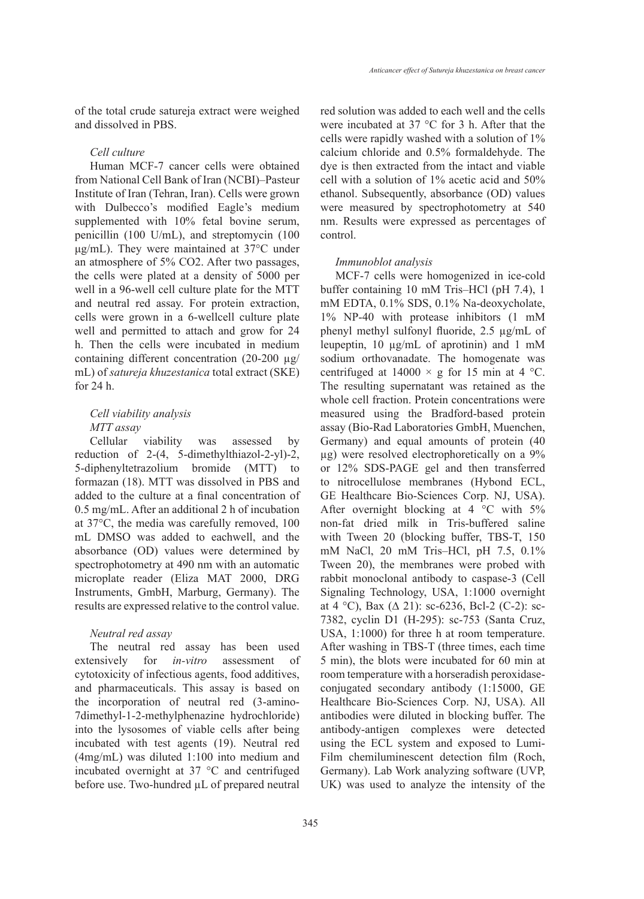of the total crude satureja extract were weighed and dissolved in PBS.

*Cell culture*

Human MCF-7 cancer cells were obtained from National Cell Bank of Iran (NCBI)–Pasteur Institute of Iran (Tehran, Iran). Cells were grown with Dulbecco's modified Eagle's medium supplemented with 10% fetal bovine serum, penicillin (100 U/mL), and streptomycin (100 μg/mL). They were maintained at 37°C under an atmosphere of 5% CO2. After two passages, the cells were plated at a density of 5000 per well in a 96-well cell culture plate for the MTT and neutral red assay. For protein extraction, cells were grown in a 6-wellcell culture plate well and permitted to attach and grow for 24 h. Then the cells were incubated in medium containing different concentration (20-200 μg/mL) of *satureja khuzestanica* total extract (SKE) for 24 h.

*Cell viability analysis*

*MTT assay*

Cellular viability was assessed by reduction of 2-(4, 5-dimethylthiazol-2-yl)-2, 5-diphenyltetrazolium bromide (MTT) to formazan (18). MTT was dissolved in PBS and added to the culture at a final concentration of 0.5 mg/mL. After an additional 2 h of incubation at 37°C, the media was carefully removed, 100 mL DMSO was added to eachwell, and the absorbance (OD) values were determined by spectrophotometry at 490 nm with an automatic microplate reader (Eliza MAT 2000, DRG Instruments, GmbH, Marburg, Germany). The results are expressed relative to the control value.

*Neutral red assay*

The neutral red assay has been used extensively for *in-vitro* assessment of cytotoxicity of infectious agents, food additives, and pharmaceuticals. This assay is based on the incorporation of neutral red (3-amino-7dimethyl-1-2-methylphenazine hydrochloride) into the lysosomes of viable cells after being incubated with test agents (19). Neutral red (4mg/mL) was diluted 1:100 into medium and incubated overnight at 37 °C and centrifuged before use. Two-hundred μL of prepared neutral red solution was added to each well and the cells were incubated at 37 °C for 3 h. After that the cells were rapidly washed with a solution of 1% calcium chloride and 0.5% formaldehyde. The dye is then extracted from the intact and viable cell with a solution of 1% acetic acid and 50% ethanol. Subsequently, absorbance (OD) values were measured by spectrophotometry at 540 nm. Results were expressed as percentages of control.

*Immunoblot analysis*

MCF-7 cells were homogenized in ice-cold buffer containing 10 mM Tris–HCl (pH 7.4), 1 mM EDTA, 0.1% SDS, 0.1% Na-deoxycholate, 1% NP-40 with protease inhibitors (1 mM phenyl methyl sulfonyl fluoride, 2.5 μg/mL of leupeptin, 10 μg/mL of aprotinin) and 1 mM sodium orthovanadate. The homogenate was centrifuged at 14000 × g for 15 min at 4 °C. The resulting supernatant was retained as the whole cell fraction. Protein concentrations were measured using the Bradford-based protein assay (Bio-Rad Laboratories GmbH, Muenchen, Germany) and equal amounts of protein (40 μg) were resolved electrophoretically on a 9% or 12% SDS-PAGE gel and then transferred to nitrocellulose membranes (Hybond ECL, GE Healthcare Bio-Sciences Corp. NJ, USA). After overnight blocking at 4 °C with 5% non-fat dried milk in Tris-buffered saline with Tween 20 (blocking buffer, TBS-T, 150 mM NaCl, 20 mM Tris–HCl, pH 7.5, 0.1% Tween 20), the membranes were probed with rabbit monoclonal antibody to caspase-3 (Cell Signaling Technology, USA, 1:1000 overnight at 4 °C), Bax (Δ 21): sc-6236, Bcl-2 (C-2): sc-7382, cyclin D1 (H-295): sc-753 (Santa Cruz, USA, 1:1000) for three h at room temperature. After washing in TBS-T (three times, each time 5 min), the blots were incubated for 60 min at room temperature with a horseradish peroxidase-conjugated secondary antibody (1:15000, GE Healthcare Bio-Sciences Corp. NJ, USA). All antibodies were diluted in blocking buffer. The antibody-antigen complexes were detected using the ECL system and exposed to Lumi-Film chemiluminescent detection film (Roch, Germany). Lab Work analyzing software (UVP, UK) was used to analyze the intensity of the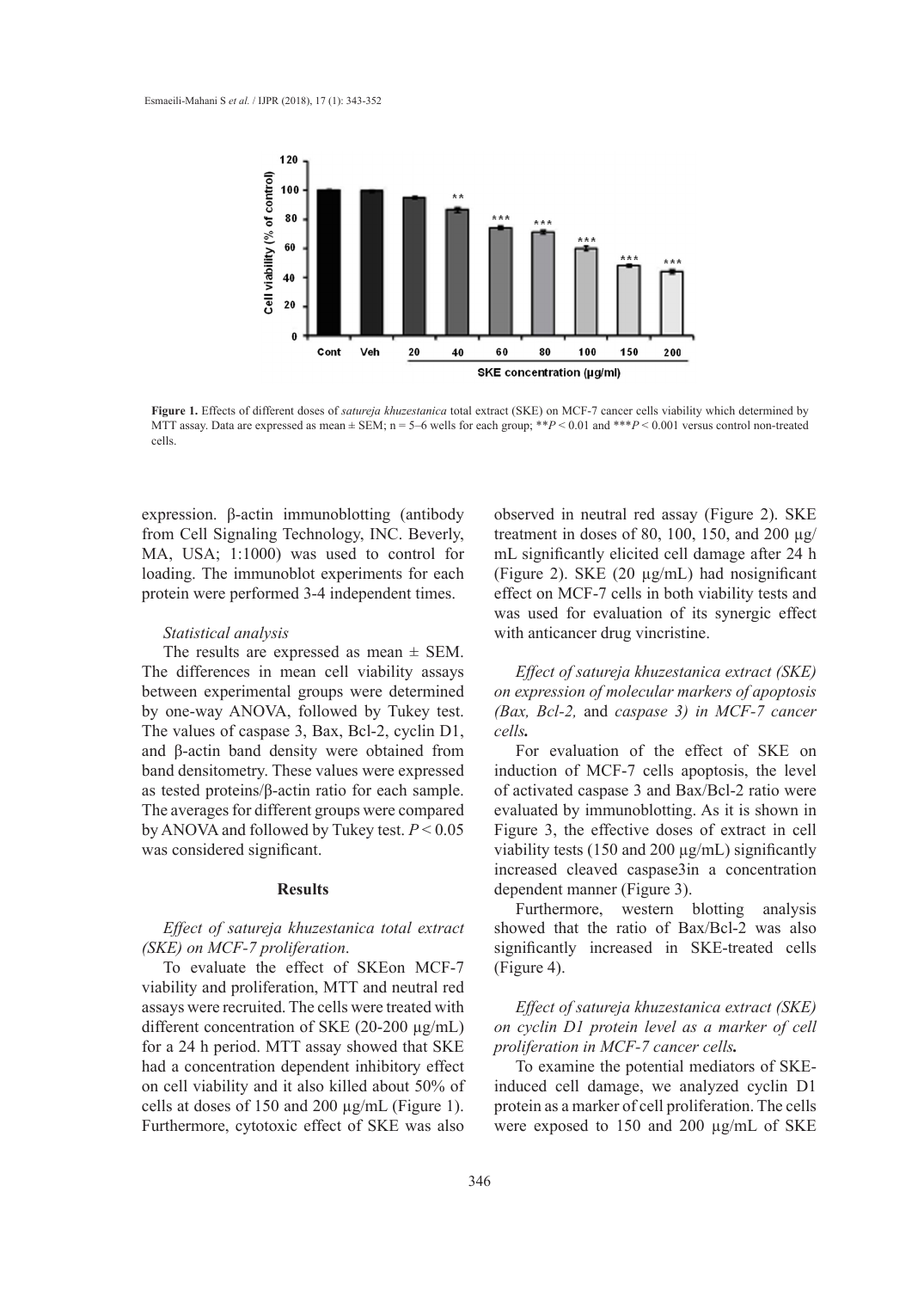Figure 1. Effects of different doses of *satureja khuzestanica* total extract (SKE) on MCF-7 cancer cells viability which determined by MTT assay. Data are expressed as mean ± SEM; n = 5–6 wells for each group; $^{**}P < 0.01$ and $^{***}P < 0.001$ versus control non-treated cells.

expression. β-actin immunoblotting (antibody from Cell Signaling Technology, INC. Beverly, MA, USA; 1:1000) was used to control for loading. The immunoblot experiments for each protein were performed 3-4 independent times.

*Statistical analysis*

The results are expressed as mean ± SEM. The differences in mean cell viability assays between experimental groups were determined by one-way ANOVA, followed by Tukey test. The values of caspase 3, Bax, Bcl-2, cyclin D1, and β-actin band density were obtained from band densitometry. These values were expressed as tested proteins/β-actin ratio for each sample. The averages for different groups were compared by ANOVA and followed by Tukey test. $P < 0.05$ was considered significant.

## Results

*Effect of satureja khuzestanica total extract (SKE) on MCF-7 proliferation.*

To evaluate the effect of SKEon MCF-7 viability and proliferation, MTT and neutral red assays were recruited. The cells were treated with different concentration of SKE (20-200 µg/mL) for a 24 h period. MTT assay showed that SKE had a concentration dependent inhibitory effect on cell viability and it also killed about 50% of cells at doses of 150 and 200 µg/mL (Figure 1). Furthermore, cytotoxic effect of SKE was also observed in neutral red assay (Figure 2). SKE treatment in doses of 80, 100, 150, and 200 µg/mL significantly elicited cell damage after 24 h (Figure 2). SKE (20 µg/mL) had nosignificant effect on MCF-7 cells in both viability tests and was used for evaluation of its synergic effect with anticancer drug vincristine.

*Effect of satureja khuzestanica extract (SKE) on expression of molecular markers of apoptosis (Bax, Bcl-2,* and *caspase 3) in MCF-7 cancer cells.*

For evaluation of the effect of SKE on induction of MCF-7 cells apoptosis, the level of activated caspase 3 and Bax/Bcl-2 ratio were evaluated by immunoblotting. As it is shown in Figure 3, the effective doses of extract in cell viability tests (150 and 200 µg/mL) significantly increased cleaved caspase3in a concentration dependent manner (Figure 3).

Furthermore, western blotting analysis showed that the ratio of Bax/Bcl-2 was also significantly increased in SKE-treated cells (Figure 4).

*Effect of satureja khuzestanica extract (SKE) on cyclin D1 protein level as a marker of cell proliferation in MCF-7 cancer cells.*

To examine the potential mediators of SKE-induced cell damage, we analyzed cyclin D1 protein as a marker of cell proliferation. The cells were exposed to 150 and 200 µg/mL of SKE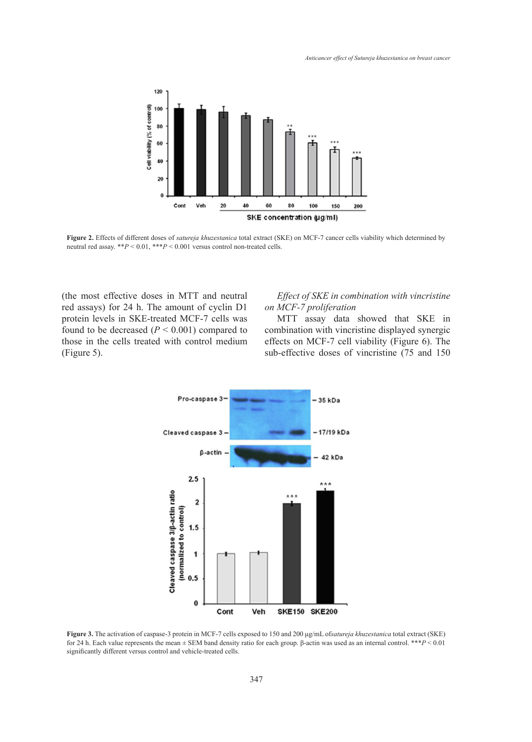Figure 2. Effects of different doses of *satureja khuzestanica* total extract (SKE) on MCF-7 cancer cells viability which determined by neutral red assay. **$P < 0.01$, ***$P < 0.001$ versus control non-treated cells.

(the most effective doses in MTT and neutral red assays) for 24 h. The amount of cyclin D1 protein levels in SKE-treated MCF-7 cells was found to be decreased ($P < 0.001$) compared to those in the cells treated with control medium (Figure 5).

*Effect of SKE in combination with vincristine on MCF-7 proliferation*

MTT assay data showed that SKE in combination with vincristine displayed synergic effects on MCF-7 cell viability (Figure 6). The sub-effective doses of vincristine (75 and 150

Figure 3. The activation of caspase-3 protein in MCF-7 cells exposed to 150 and 200 µg/mL of*satureja khuzestanica* total extract (SKE) for 24 h. Each value represents the mean ± SEM band density ratio for each group. β-actin was used as an internal control. ***$P < 0.01$ significantly different versus control and vehicle-treated cells.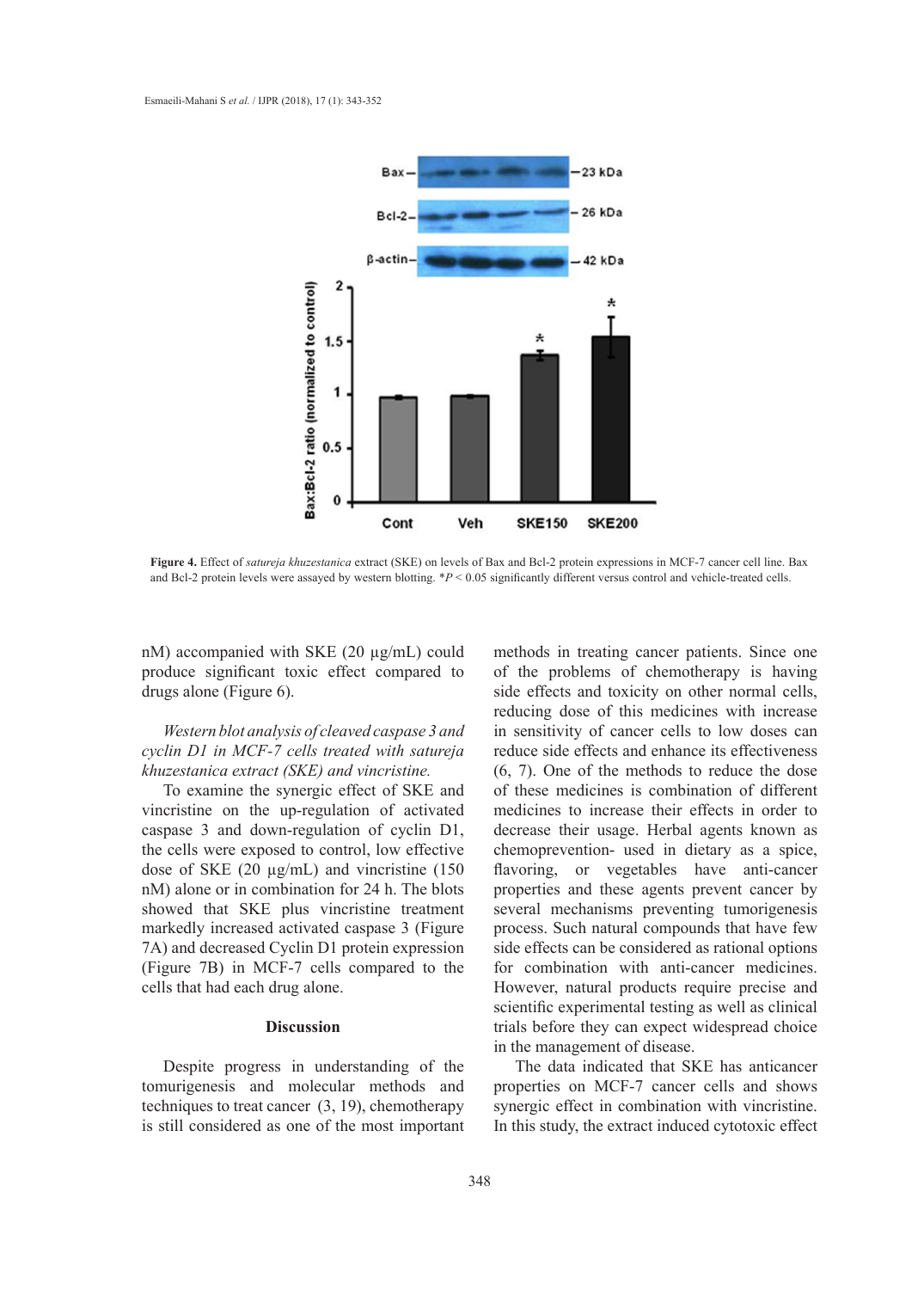**Figure 4.** Effect of *satureja khuzestanica* extract (SKE) on levels of Bax and Bcl-2 protein expressions in MCF-7 cancer cell line. Bax and Bcl-2 protein levels were assayed by western blotting. *$P < 0.05$ significantly different versus control and vehicle-treated cells.

nM) accompanied with SKE (20 µg/mL) could produce significant toxic effect compared to drugs alone (Figure 6).

*Western blot analysis of cleaved caspase 3 and cyclin D1 in MCF-7 cells treated with satureja khuzestanica extract (SKE) and vincristine.*

To examine the synergic effect of SKE and vincristine on the up-regulation of activated caspase 3 and down-regulation of cyclin D1, the cells were exposed to control, low effective dose of SKE (20 µg/mL) and vincristine (150 nM) alone or in combination for 24 h. The blots showed that SKE plus vincristine treatment markedly increased activated caspase 3 (Figure 7A) and decreased Cyclin D1 protein expression (Figure 7B) in MCF-7 cells compared to the cells that had each drug alone.

## Discussion

Despite progress in understanding of the tomurigenesis and molecular methods and techniques to treat cancer (3, 19), chemotherapy is still considered as one of the most important methods in treating cancer patients. Since one of the problems of chemotherapy is having side effects and toxicity on other normal cells, reducing dose of this medicines with increase in sensitivity of cancer cells to low doses can reduce side effects and enhance its effectiveness (6, 7). One of the methods to reduce the dose of these medicines is combination of different medicines to increase their effects in order to decrease their usage. Herbal agents known as chemoprevention- used in dietary as a spice, flavoring, or vegetables have anti-cancer properties and these agents prevent cancer by several mechanisms preventing tumorigenesis process. Such natural compounds that have few side effects can be considered as rational options for combination with anti-cancer medicines. However, natural products require precise and scientific experimental testing as well as clinical trials before they can expect widespread choice in the management of disease.

The data indicated that SKE has anticancer properties on MCF-7 cancer cells and shows synergic effect in combination with vincristine. In this study, the extract induced cytotoxic effect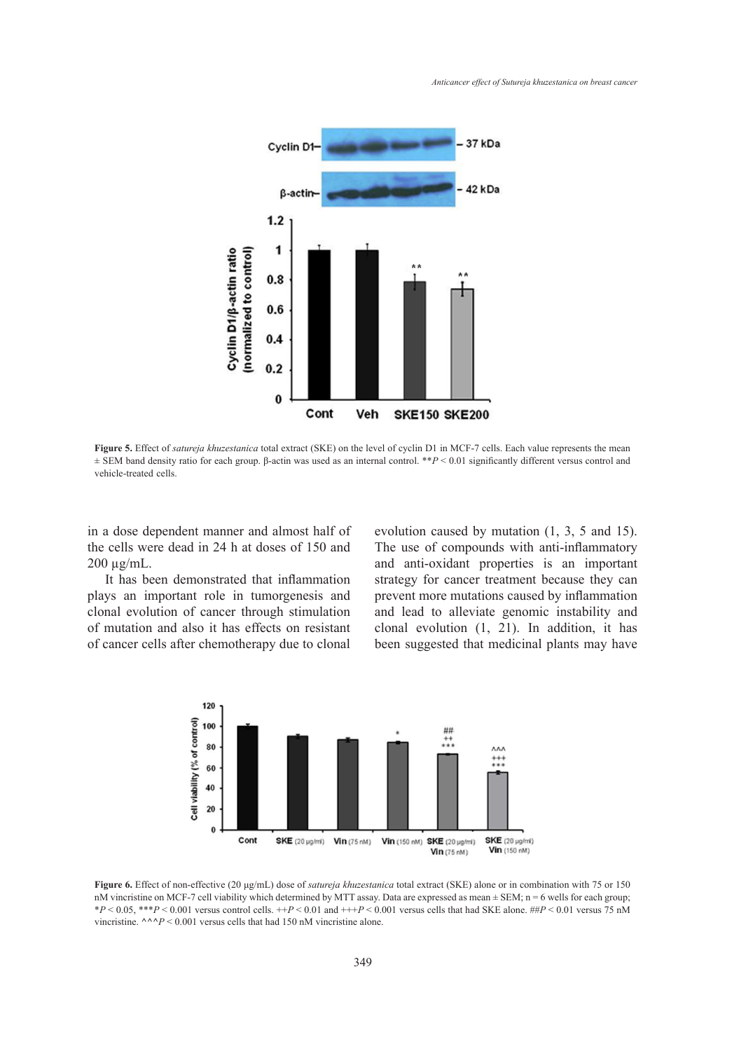**Figure 5.** Effect of *satureja khuzestanica* total extract (SKE) on the level of cyclin D1 in MCF-7 cells. Each value represents the mean ± SEM band density ratio for each group. β-actin was used as an internal control. $^{**}P < 0.01$ significantly different versus control and vehicle-treated cells.

in a dose dependent manner and almost half of the cells were dead in 24 h at doses of 150 and 200 µg/mL.

It has been demonstrated that inflammation plays an important role in tumorgenesis and clonal evolution of cancer through stimulation of mutation and also it has effects on resistant of cancer cells after chemotherapy due to clonal evolution caused by mutation (1, 3, 5 and 15). The use of compounds with anti-inflammatory and anti-oxidant properties is an important strategy for cancer treatment because they can prevent more mutations caused by inflammation and lead to alleviate genomic instability and clonal evolution (1, 21). In addition, it has been suggested that medicinal plants may have

**Figure 6.** Effect of non-effective (20 µg/mL) dose of *satureja khuzestanica* total extract (SKE) alone or in combination with 75 or 150 nM vincristine on MCF-7 cell viability which determined by MTT assay. Data are expressed as mean ± SEM; n = 6 wells for each group; $^{*}P < 0.05$, $^{***}P < 0.001$ versus control cells. $^{++}P < 0.01$ and $^{+++}P < 0.001$ versus cells that had SKE alone. $^{\#\#}P < 0.01$ versus 75 nM vincristine. $^{\wedge\wedge\wedge}P < 0.001$ versus cells that had 150 nM vincristine alone.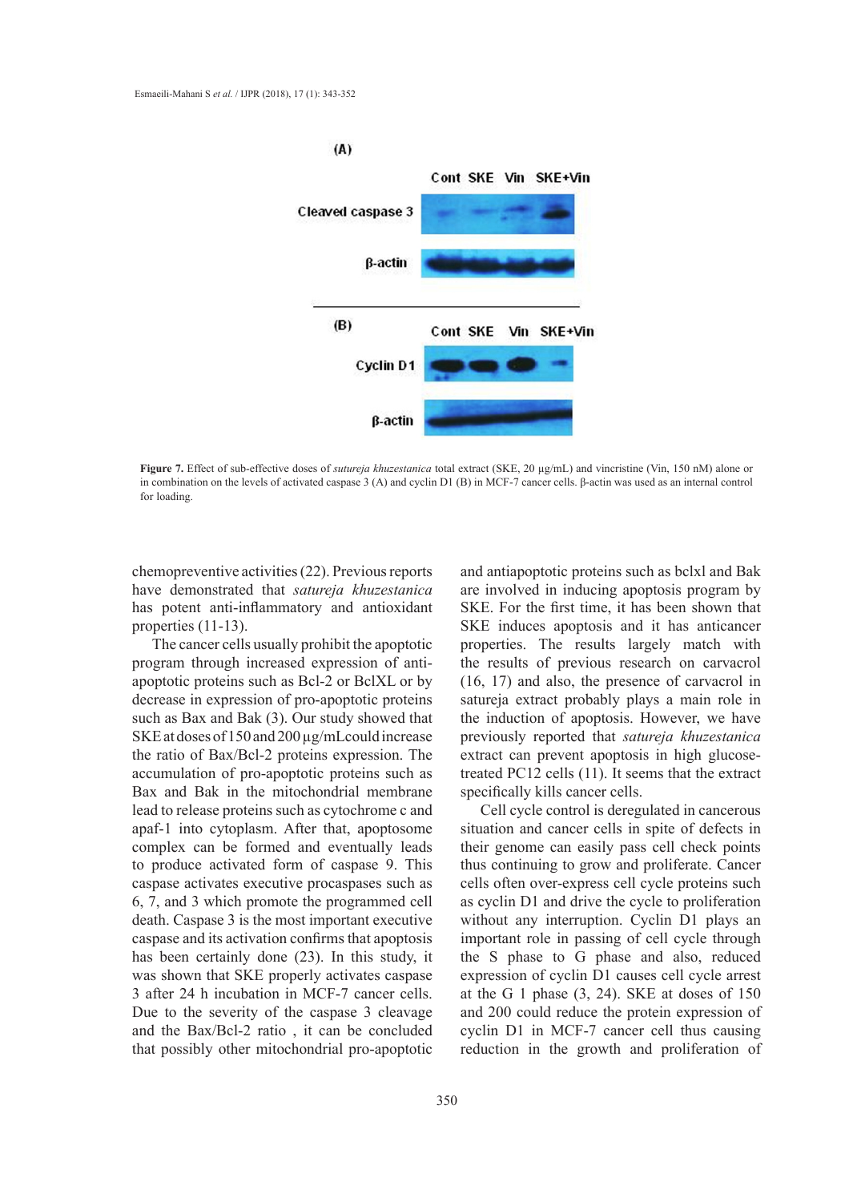**Figure 7.** Effect of sub-effective doses of *sutureja khuzestanica* total extract (SKE, 20 µg/mL) and vincristine (Vin, 150 nM) alone or in combination on the levels of activated caspase 3 (A) and cyclin D1 (B) in MCF-7 cancer cells. β-actin was used as an internal control for loading.

chemopreventive activities (22). Previous reports have demonstrated that *satureja khuzestanica* has potent anti-inflammatory and antioxidant properties (11-13).

The cancer cells usually prohibit the apoptotic program through increased expression of anti-apoptotic proteins such as Bcl-2 or BclXL or by decrease in expression of pro-apoptotic proteins such as Bax and Bak (3). Our study showed that SKE at doses of 150 and 200 µg/mLcould increase the ratio of Bax/Bcl-2 proteins expression. The accumulation of pro-apoptotic proteins such as Bax and Bak in the mitochondrial membrane lead to release proteins such as cytochrome c and apaf-1 into cytoplasm. After that, apoptosome complex can be formed and eventually leads to produce activated form of caspase 9. This caspase activates executive procaspases such as 6, 7, and 3 which promote the programmed cell death. Caspase 3 is the most important executive caspase and its activation confirms that apoptosis has been certainly done (23). In this study, it was shown that SKE properly activates caspase 3 after 24 h incubation in MCF-7 cancer cells. Due to the severity of the caspase 3 cleavage and the Bax/Bcl-2 ratio , it can be concluded that possibly other mitochondrial pro-apoptotic and antiapoptotic proteins such as bclxl and Bak are involved in inducing apoptosis program by SKE. For the first time, it has been shown that SKE induces apoptosis and it has anticancer properties. The results largely match with the results of previous research on carvacrol (16, 17) and also, the presence of carvacrol in satureja extract probably plays a main role in the induction of apoptosis. However, we have previously reported that *satureja khuzestanica* extract can prevent apoptosis in high glucose-treated PC12 cells (11). It seems that the extract specifically kills cancer cells.

Cell cycle control is deregulated in cancerous situation and cancer cells in spite of defects in their genome can easily pass cell check points thus continuing to grow and proliferate. Cancer cells often over-express cell cycle proteins such as cyclin D1 and drive the cycle to proliferation without any interruption. Cyclin D1 plays an important role in passing of cell cycle through the S phase to G phase and also, reduced expression of cyclin D1 causes cell cycle arrest at the G 1 phase (3, 24). SKE at doses of 150 and 200 could reduce the protein expression of cyclin D1 in MCF-7 cancer cell thus causing reduction in the growth and proliferation of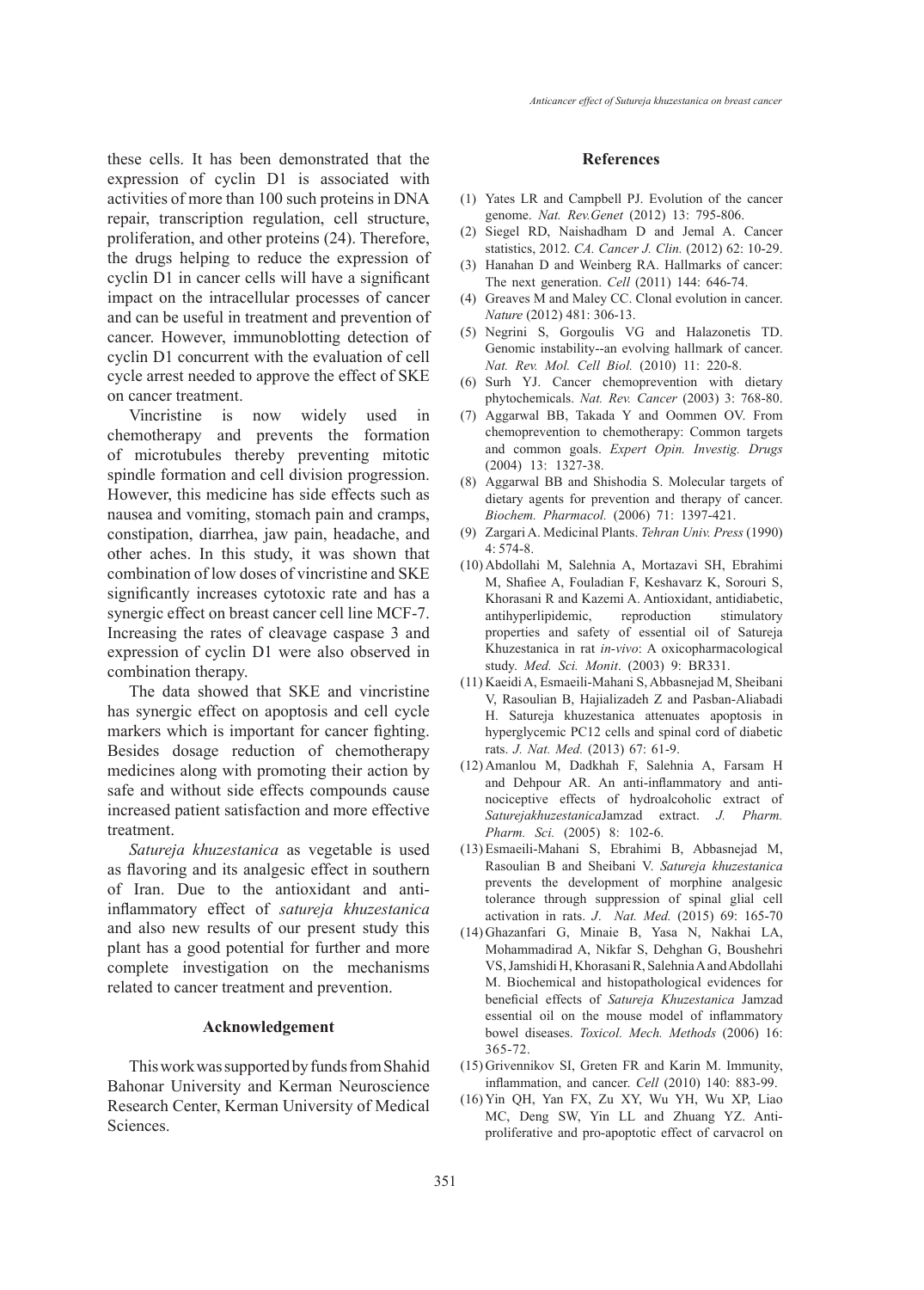these cells. It has been demonstrated that the expression of cyclin D1 is associated with activities of more than 100 such proteins in DNA repair, transcription regulation, cell structure, proliferation, and other proteins (24). Therefore, the drugs helping to reduce the expression of cyclin D1 in cancer cells will have a significant impact on the intracellular processes of cancer and can be useful in treatment and prevention of cancer. However, immunoblotting detection of cyclin D1 concurrent with the evaluation of cell cycle arrest needed to approve the effect of SKE on cancer treatment.

Vincristine is now widely used in chemotherapy and prevents the formation of microtubules thereby preventing mitotic spindle formation and cell division progression. However, this medicine has side effects such as nausea and vomiting, stomach pain and cramps, constipation, diarrhea, jaw pain, headache, and other aches. In this study, it was shown that combination of low doses of vincristine and SKE significantly increases cytotoxic rate and has a synergic effect on breast cancer cell line MCF-7. Increasing the rates of cleavage caspase 3 and expression of cyclin D1 were also observed in combination therapy.

The data showed that SKE and vincristine has synergic effect on apoptosis and cell cycle markers which is important for cancer fighting. Besides dosage reduction of chemotherapy medicines along with promoting their action by safe and without side effects compounds cause increased patient satisfaction and more effective treatment.

*Satureja khuzestanica* as vegetable is used as flavoring and its analgesic effect in southern of Iran. Due to the antioxidant and anti-inflammatory effect of *satureja khuzestanica* and also new results of our present study this plant has a good potential for further and more complete investigation on the mechanisms related to cancer treatment and prevention.

## Acknowledgement

This work was supported by funds from Shahid Bahonar University and Kerman Neuroscience Research Center, Kerman University of Medical Sciences.

## References

(1) Yates LR and Campbell PJ. Evolution of the cancer genome. *Nat. Rev.Genet* (2012) 13: 795-806.

(2) Siegel RD, Naishadham D and Jemal A. Cancer statistics, 2012. *CA. Cancer J. Clin.* (2012) 62: 10-29.

(3) Hanahan D and Weinberg RA. Hallmarks of cancer: The next generation. *Cell* (2011) 144: 646-74.

(4) Greaves M and Maley CC. Clonal evolution in cancer. *Nature* (2012) 481: 306-13.

(5) Negrini S, Gorgoulis VG and Halazonetis TD. Genomic instability--an evolving hallmark of cancer. *Nat. Rev. Mol. Cell Biol.* (2010) 11: 220-8.

(6) Surh YJ. Cancer chemoprevention with dietary phytochemicals. *Nat. Rev. Cancer* (2003) 3: 768-80.

(7) Aggarwal BB, Takada Y and Oommen OV. From chemoprevention to chemotherapy: Common targets and common goals. *Expert Opin. Investig. Drugs* (2004) 13: 1327-38.

(8) Aggarwal BB and Shishodia S. Molecular targets of dietary agents for prevention and therapy of cancer. *Biochem. Pharmacol.* (2006) 71: 1397-421.

(9) Zargari A. Medicinal Plants. *Tehran Univ. Press* (1990) 4: 574-8.

(10) Abdollahi M, Salehnia A, Mortazavi SH, Ebrahimi M, Shafiee A, Fouladian F, Keshavarz K, Sorouri S, Khorasani R and Kazemi A. Antioxidant, antidiabetic, antihyperlipidemic, reproduction stimulatory properties and safety of essential oil of Satureja Khuzestanica in rat *in-vivo*: A oxicopharmacological study. *Med. Sci. Monit*. (2003) 9: BR331.

(11) Kaeidi A, Esmaeili-Mahani S, Abbasnejad M, Sheibani V, Rasoulian B, Hajializadeh Z and Pasban-Aliabadi H. Satureja khuzestanica attenuates apoptosis in hyperglycemic PC12 cells and spinal cord of diabetic rats. *J. Nat. Med.* (2013) 67: 61-9.

(12) Amanlou M, Dadkhah F, Salehnia A, Farsam H and Dehpour AR. An anti-inflammatory and anti-nociceptive effects of hydroalcoholic extract of *Saturejakhuzestanica*Jamzad extract. *J. Pharm. Pharm. Sci.* (2005) 8: 102-6.

(13) Esmaeili-Mahani S, Ebrahimi B, Abbasnejad M, Rasoulian B and Sheibani V. *Satureja khuzestanica* prevents the development of morphine analgesic tolerance through suppression of spinal glial cell activation in rats. *J. Nat. Med.* (2015) 69: 165-70

(14) Ghazanfari G, Minaie B, Yasa N, Nakhai LA, Mohammadirad A, Nikfar S, Dehghan G, Boushehri VS, Jamshidi H, Khorasani R, Salehnia A and Abdollahi M. Biochemical and histopathological evidences for beneficial effects of *Satureja Khuzestanica* Jamzad essential oil on the mouse model of inflammatory bowel diseases. *Toxicol. Mech. Methods* (2006) 16: 365-72.

(15) Grivennikov SI, Greten FR and Karin M. Immunity, inflammation, and cancer. *Cell* (2010) 140: 883-99.

(16) Yin QH, Yan FX, Zu XY, Wu YH, Wu XP, Liao MC, Deng SW, Yin LL and Zhuang YZ. Anti-proliferative and pro-apoptotic effect of carvacrol on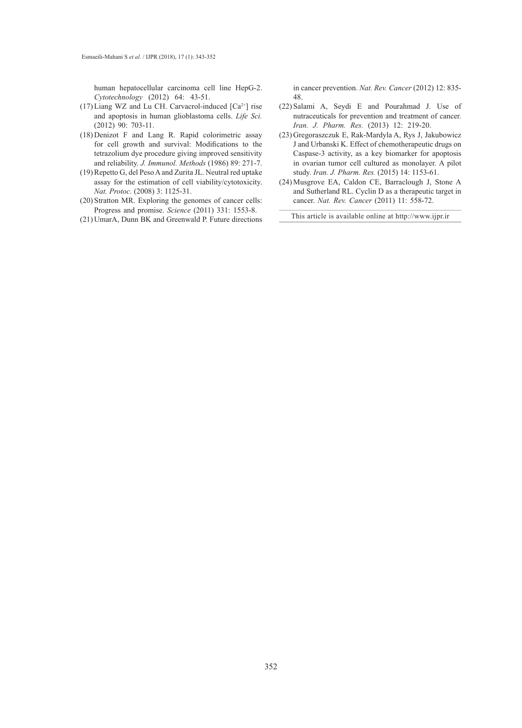human hepatocellular carcinoma cell line HepG-2. *Cytotechnology* (2012) 64: 43-51.

(17) Liang WZ and Lu CH. Carvacrol-induced [$Ca^{2+}$] rise and apoptosis in human glioblastoma cells. *Life Sci.* (2012) 90: 703-11.

(18) Denizot F and Lang R. Rapid colorimetric assay for cell growth and survival: Modifications to the tetrazolium dye procedure giving improved sensitivity and reliability. *J. Immunol. Methods* (1986) 89: 271-7.

(19) Repetto G, del Peso A and Zurita JL. Neutral red uptake assay for the estimation of cell viability/cytotoxicity. *Nat. Protoc*. (2008) 3: 1125-31.

(20) Stratton MR. Exploring the genomes of cancer cells: Progress and promise. *Science* (2011) 331: 1553-8.

(21) UmarA, Dunn BK and Greenwald P. Future directions in cancer prevention. *Nat. Rev. Cancer* (2012) 12: 835-48.

(22) Salami A, Seydi E and Pourahmad J. Use of nutraceuticals for prevention and treatment of cancer. *Iran. J. Pharm. Res.* (2013) 12: 219-20.

(23) Gregoraszczuk E, Rak-Mardyla A, Rys J, Jakubowicz J and Urbanski K. Effect of chemotherapeutic drugs on Caspase-3 activity, as a key biomarker for apoptosis in ovarian tumor cell cultured as monolayer. A pilot study. *Iran. J. Pharm. Res.* (2015) 14: 1153-61.

(24) Musgrove EA, Caldon CE, Barraclough J, Stone A and Sutherland RL. Cyclin D as a therapeutic target in cancer. *Nat. Rev. Cancer* (2011) 11: 558-72.

This article is available online at http://www.ijpr.ir